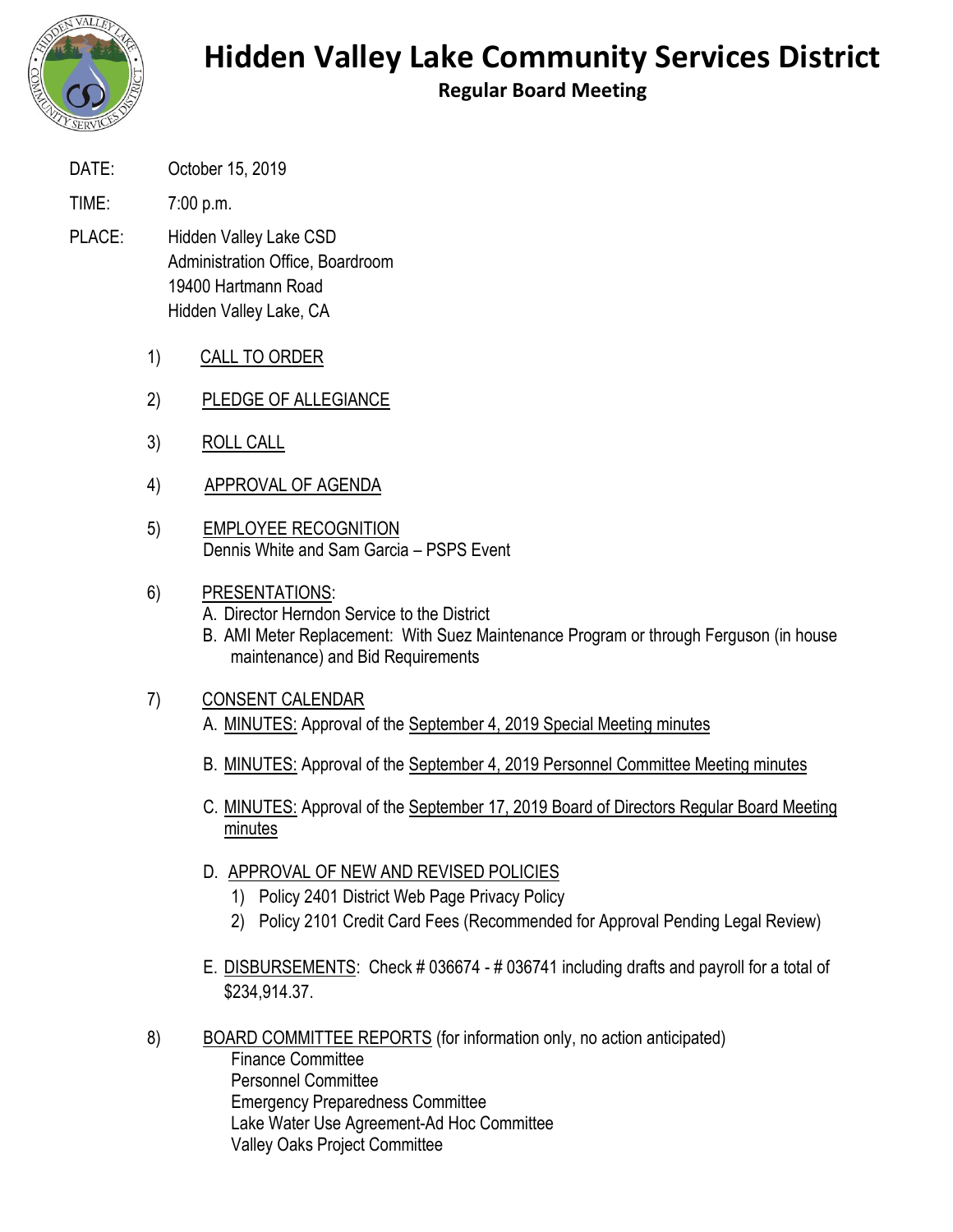# Hidden Valley Lake Community Services District

## Regular Board Meeting

DATE: October 15, 2019

TIME: 7:00 p.m.

PLACE: Hidden Valley Lake CSD
Administration Office, Boardroom
19400 Hartmann Road
Hidden Valley Lake, CA

1) CALL TO ORDER

2) PLEDGE OF ALLEGIANCE

3) ROLL CALL

4) APPROVAL OF AGENDA

5) EMPLOYEE RECOGNITION
Dennis White and Sam Garcia – PSPS Event

6) PRESENTATIONS:
   A. Director Herndon Service to the District
   B. AMI Meter Replacement: With Suez Maintenance Program or through Ferguson (in house maintenance) and Bid Requirements

7) CONSENT CALENDAR
   A. MINUTES: Approval of the September 4, 2019 Special Meeting minutes

   B. MINUTES: Approval of the September 4, 2019 Personnel Committee Meeting minutes

   C. MINUTES: Approval of the September 17, 2019 Board of Directors Regular Board Meeting minutes

   D. APPROVAL OF NEW AND REVISED POLICIES
      1) Policy 2401 District Web Page Privacy Policy
      2) Policy 2101 Credit Card Fees (Recommended for Approval Pending Legal Review)

   E. DISBURSEMENTS: Check # 036674 - # 036741 including drafts and payroll for a total of $234,914.37.

8) BOARD COMMITTEE REPORTS (for information only, no action anticipated)
   Finance Committee
   Personnel Committee
   Emergency Preparedness Committee
   Lake Water Use Agreement-Ad Hoc Committee
   Valley Oaks Project Committee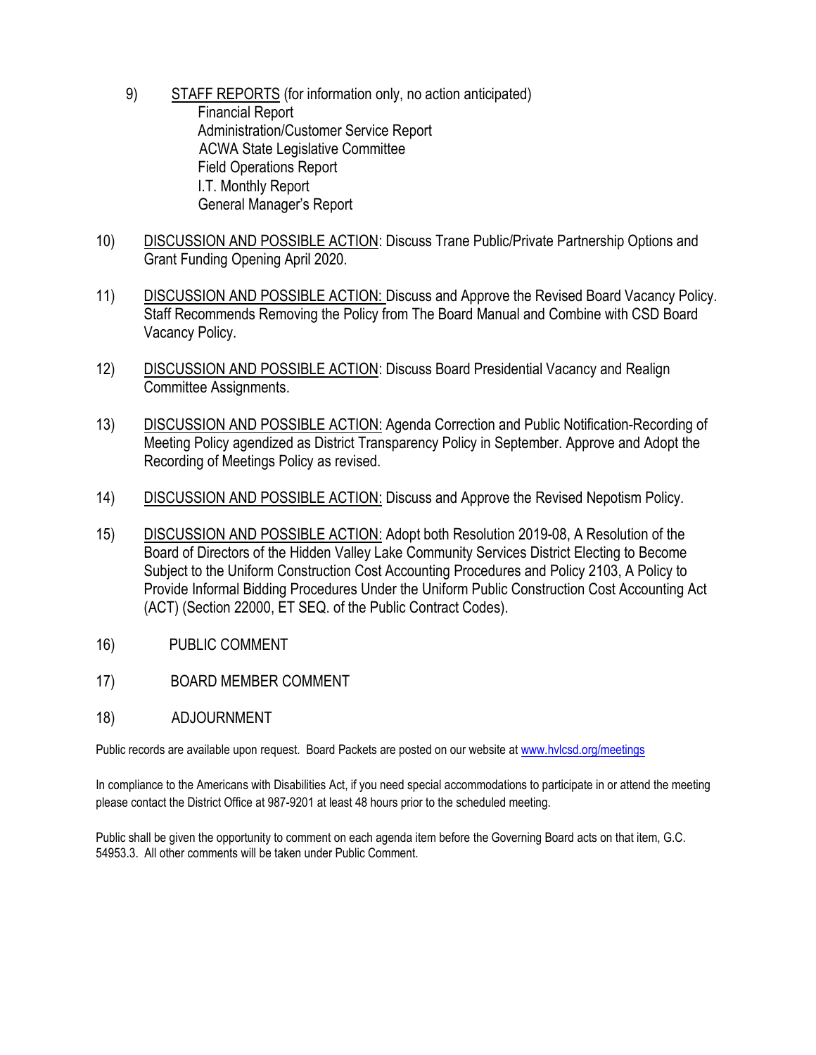9) STAFF REPORTS (for information only, no action anticipated)
   - Financial Report
   - Administration/Customer Service Report
   - ACWA State Legislative Committee
   - Field Operations Report
   - I.T. Monthly Report
   - General Manager's Report

10) DISCUSSION AND POSSIBLE ACTION: Discuss Trane Public/Private Partnership Options and Grant Funding Opening April 2020.

11) DISCUSSION AND POSSIBLE ACTION: Discuss and Approve the Revised Board Vacancy Policy. Staff Recommends Removing the Policy from The Board Manual and Combine with CSD Board Vacancy Policy.

12) DISCUSSION AND POSSIBLE ACTION: Discuss Board Presidential Vacancy and Realign Committee Assignments.

13) DISCUSSION AND POSSIBLE ACTION: Agenda Correction and Public Notification-Recording of Meeting Policy agendized as District Transparency Policy in September. Approve and Adopt the Recording of Meetings Policy as revised.

14) DISCUSSION AND POSSIBLE ACTION: Discuss and Approve the Revised Nepotism Policy.

15) DISCUSSION AND POSSIBLE ACTION: Adopt both Resolution 2019-08, A Resolution of the Board of Directors of the Hidden Valley Lake Community Services District Electing to Become Subject to the Uniform Construction Cost Accounting Procedures and Policy 2103, A Policy to Provide Informal Bidding Procedures Under the Uniform Public Construction Cost Accounting Act (ACT) (Section 22000, ET SEQ. of the Public Contract Codes).

16) PUBLIC COMMENT

17) BOARD MEMBER COMMENT

18) ADJOURNMENT

Public records are available upon request. Board Packets are posted on our website at www.hvlcsd.org/meetings

In compliance to the Americans with Disabilities Act, if you need special accommodations to participate in or attend the meeting please contact the District Office at 987-9201 at least 48 hours prior to the scheduled meeting.

Public shall be given the opportunity to comment on each agenda item before the Governing Board acts on that item, G.C. 54953.3. All other comments will be taken under Public Comment.